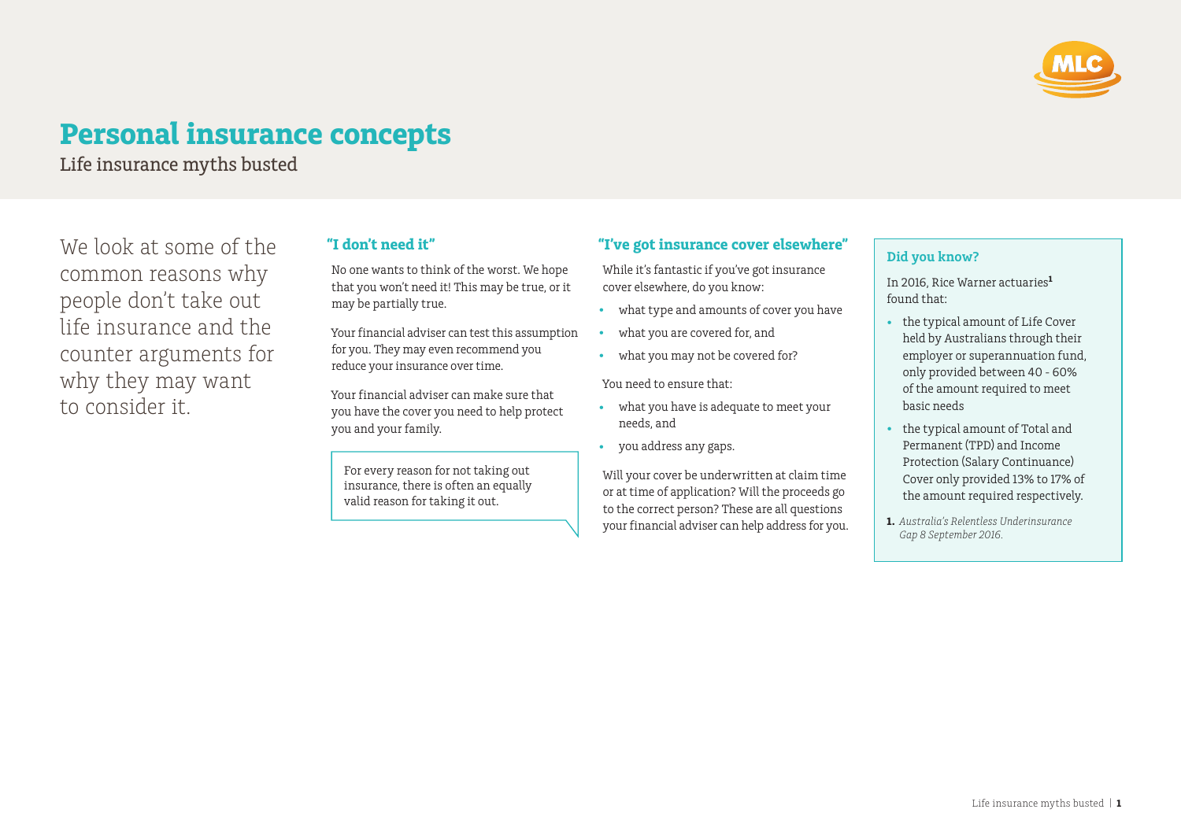# Personal insurance concepts

Life insurance myths busted

We look at some of the common reasons why people don't take out life insurance and the counter arguments for why they may want to consider it.

## "I don't need it"

No one wants to think of the worst. We hope that you won't need it! This may be true, or it may be partially true.

Your financial adviser can test this assumption for you. They may even recommend you reduce your insurance over time.

Your financial adviser can make sure that you have the cover you need to help protect you and your family.

> For every reason for not taking out insurance, there is often an equally valid reason for taking it out.

## "I've got insurance cover elsewhere"

While it's fantastic if you've got insurance cover elsewhere, do you know:

- what type and amounts of cover you have
- what you are covered for, and
- what you may not be covered for?

You need to ensure that:

- what you have is adequate to meet your needs, and
- you address any gaps.

Will your cover be underwritten at claim time or at time of application? Will the proceeds go to the correct person? These are all questions your financial adviser can help address for you.

### Did you know?

In 2016, Rice Warner actuaries[1] found that:

- the typical amount of Life Cover held by Australians through their employer or superannuation fund, only provided between 40 - 60% of the amount required to meet basic needs
- the typical amount of Total and Permanent (TPD) and Income Protection (Salary Continuance) Cover only provided 13% to 17% of the amount required respectively.

**1.** *Australia's Relentless Underinsurance Gap 8 September 2016.*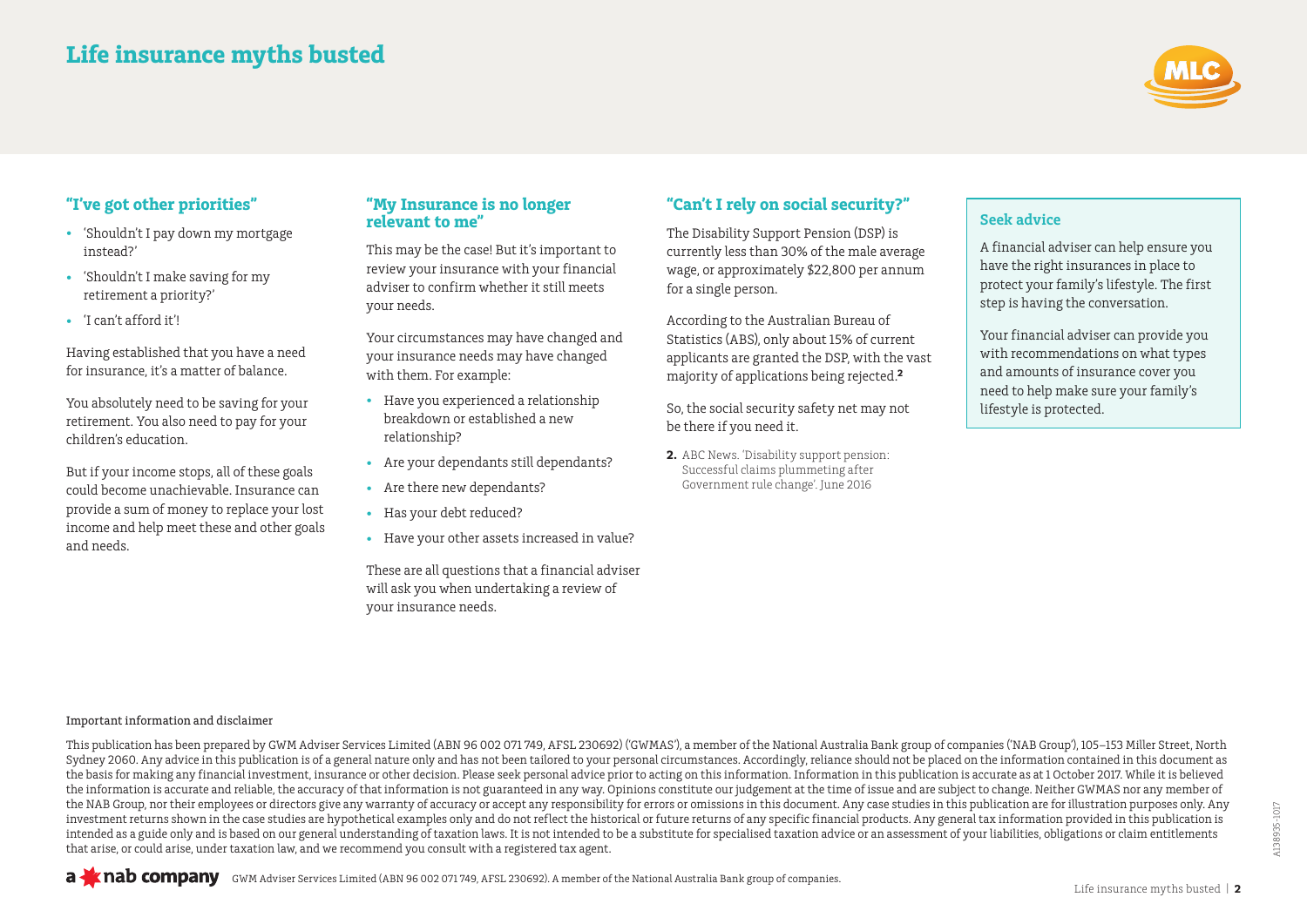# Life insurance myths busted

## "I've got other priorities"

- 'Shouldn't I pay down my mortgage instead?'
- 'Shouldn't I make saving for my retirement a priority?'
- 'I can't afford it'!

Having established that you have a need for insurance, it's a matter of balance.

You absolutely need to be saving for your retirement. You also need to pay for your children's education.

But if your income stops, all of these goals could become unachievable. Insurance can provide a sum of money to replace your lost income and help meet these and other goals and needs.

## "My Insurance is no longer relevant to me"

This may be the case! But it's important to review your insurance with your financial adviser to confirm whether it still meets your needs.

Your circumstances may have changed and your insurance needs may have changed with them. For example:

- Have you experienced a relationship breakdown or established a new relationship?
- Are your dependants still dependants?
- Are there new dependants?
- Has your debt reduced?
- Have your other assets increased in value?

These are all questions that a financial adviser will ask you when undertaking a review of your insurance needs.

## "Can't I rely on social security?"

The Disability Support Pension (DSP) is currently less than 30% of the male average wage, or approximately $22,800 per annum for a single person.

According to the Australian Bureau of Statistics (ABS), only about 15% of current applicants are granted the DSP, with the vast majority of applications being rejected.[2]

So, the social security safety net may not be there if you need it.

**2.** ABC News. 'Disability support pension: Successful claims plummeting after Government rule change'. June 2016

## Seek advice

A financial adviser can help ensure you have the right insurances in place to protect your family's lifestyle. The first step is having the conversation.

Your financial adviser can provide you with recommendations on what types and amounts of insurance cover you need to help make sure your family's lifestyle is protected.

#### Important information and disclaimer

This publication has been prepared by GWM Adviser Services Limited (ABN 96 002 071 749, AFSL 230692) ('GWMAS'), a member of the National Australia Bank group of companies ('NAB Group'), 105–153 Miller Street, North Sydney 2060. Any advice in this publication is of a general nature only and has not been tailored to your personal circumstances. Accordingly, reliance should not be placed on the information contained in this document as the basis for making any financial investment, insurance or other decision. Please seek personal advice prior to acting on this information. Information in this publication is accurate as at 1 October 2017. While it is believed the information is accurate and reliable, the accuracy of that information is not guaranteed in any way. Opinions constitute our judgement at the time of issue and are subject to change. Neither GWMAS nor any member of the NAB Group, nor their employees or directors give any warranty of accuracy or accept any responsibility for errors or omissions in this document. Any case studies in this publication are for illustration purposes only. Any investment returns shown in the case studies are hypothetical examples only and do not reflect the historical or future returns of any specific financial products. Any general tax information provided in this publication is intended as a guide only and is based on our general understanding of taxation laws. It is not intended to be a substitute for specialised taxation advice or an assessment of your liabilities, obligations or claim entitlements that arise, or could arise, under taxation law, and we recommend you consult with a registered tax agent.

a nab company GWM Adviser Services Limited (ABN 96 002 071 749, AFSL 230692). A member of the National Australia Bank group of companies.

A138935-1017